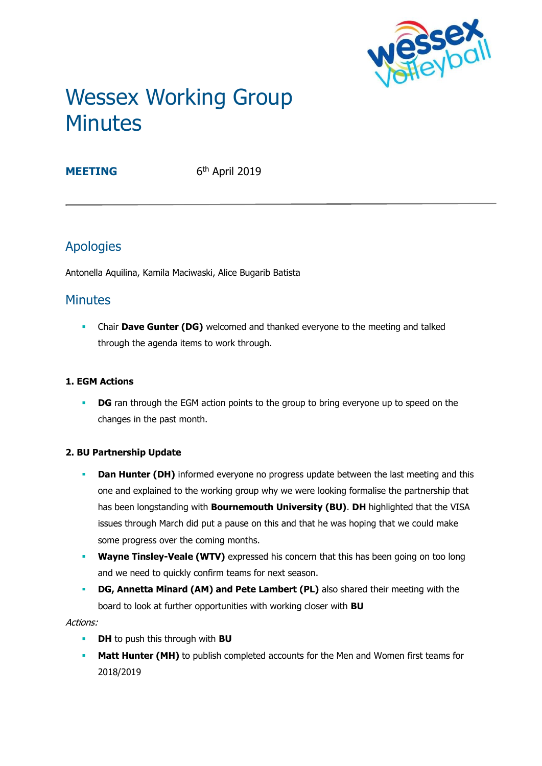# Wessex Working Group Minutes

**MEETING** 6th April 2019

## Apologies

Antonella Aquilina, Kamila Maciwaski, Alice Bugarib Batista

## Minutes

- Chair **Dave Gunter (DG)** welcomed and thanked everyone to the meeting and talked through the agenda items to work through.

**1. EGM Actions**

- **DG** ran through the EGM action points to the group to bring everyone up to speed on the changes in the past month.

**2. BU Partnership Update**

- **Dan Hunter (DH)** informed everyone no progress update between the last meeting and this one and explained to the working group why we were looking formalise the partnership that has been longstanding with **Bournemouth University (BU)**. **DH** highlighted that the VISA issues through March did put a pause on this and that he was hoping that we could make some progress over the coming months.
- **Wayne Tinsley-Veale (WTV)** expressed his concern that this has been going on too long and we need to quickly confirm teams for next season.
- **DG, Annetta Minard (AM) and Pete Lambert (PL)** also shared their meeting with the board to look at further opportunities with working closer with **BU**

*Actions:*

- **DH** to push this through with **BU**
- **Matt Hunter (MH)** to publish completed accounts for the Men and Women first teams for 2018/2019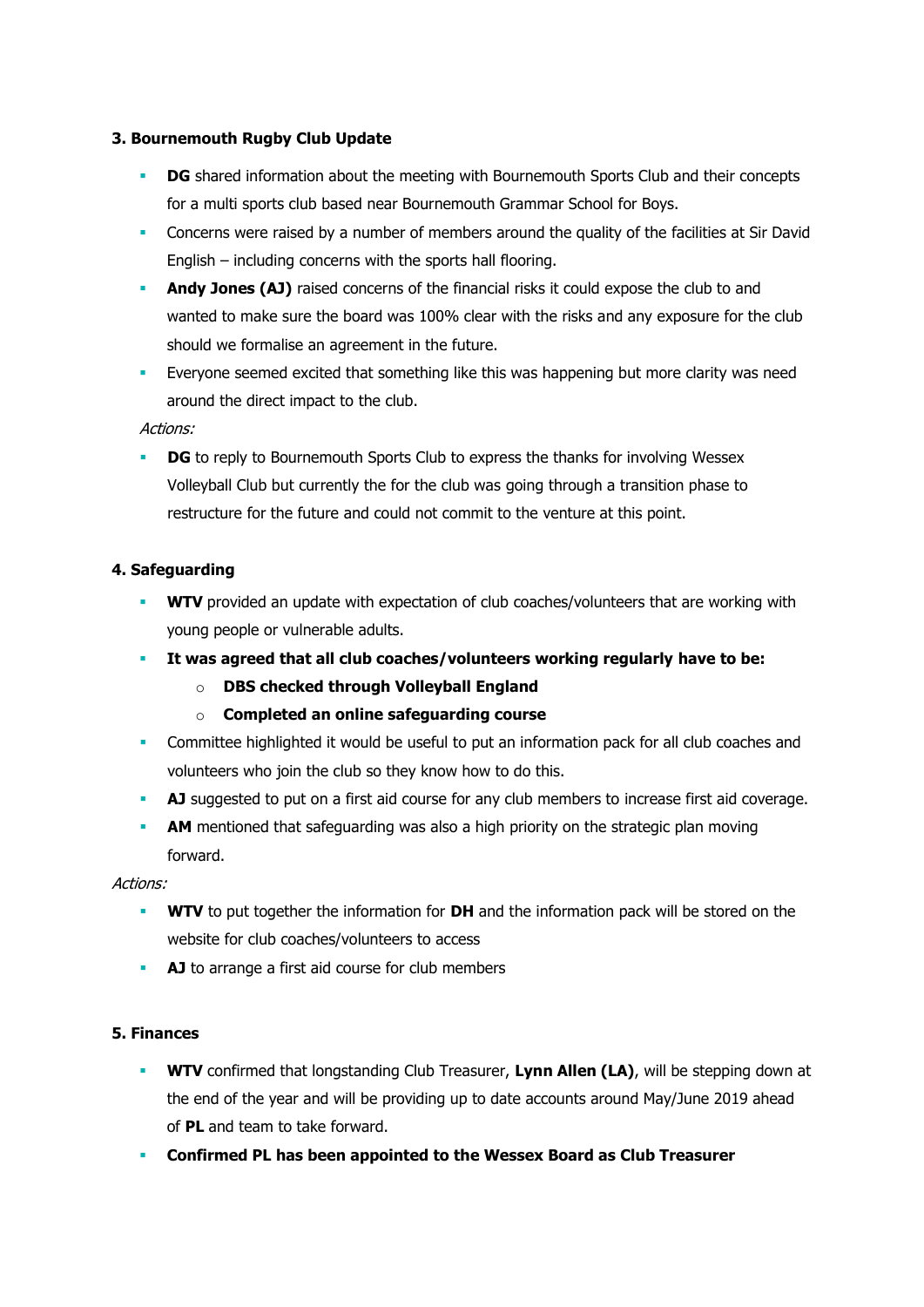### 3. Bournemouth Rugby Club Update

- **DG** shared information about the meeting with Bournemouth Sports Club and their concepts for a multi sports club based near Bournemouth Grammar School for Boys.
- Concerns were raised by a number of members around the quality of the facilities at Sir David English – including concerns with the sports hall flooring.
- **Andy Jones (AJ)** raised concerns of the financial risks it could expose the club to and wanted to make sure the board was 100% clear with the risks and any exposure for the club should we formalise an agreement in the future.
- Everyone seemed excited that something like this was happening but more clarity was need around the direct impact to the club.

*Actions:*

- **DG** to reply to Bournemouth Sports Club to express the thanks for involving Wessex Volleyball Club but currently the for the club was going through a transition phase to restructure for the future and could not commit to the venture at this point.

### 4. Safeguarding

- **WTV** provided an update with expectation of club coaches/volunteers that are working with young people or vulnerable adults.
- **It was agreed that all club coaches/volunteers working regularly have to be:**
  - **DBS checked through Volleyball England**
  - **Completed an online safeguarding course**
- Committee highlighted it would be useful to put an information pack for all club coaches and volunteers who join the club so they know how to do this.
- **AJ** suggested to put on a first aid course for any club members to increase first aid coverage.
- **AM** mentioned that safeguarding was also a high priority on the strategic plan moving forward.

*Actions:*

- **WTV** to put together the information for **DH** and the information pack will be stored on the website for club coaches/volunteers to access
- **AJ** to arrange a first aid course for club members

### 5. Finances

- **WTV** confirmed that longstanding Club Treasurer, **Lynn Allen (LA)**, will be stepping down at the end of the year and will be providing up to date accounts around May/June 2019 ahead of **PL** and team to take forward.
- **Confirmed PL has been appointed to the Wessex Board as Club Treasurer**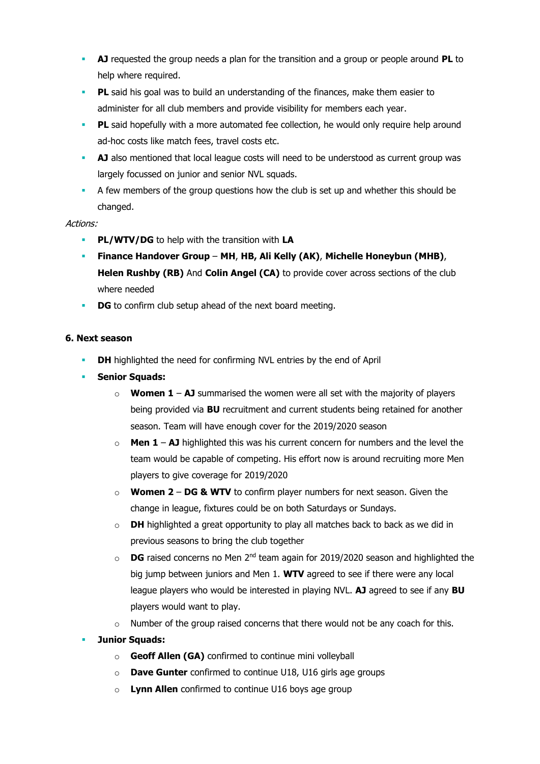- **AJ** requested the group needs a plan for the transition and a group or people around **PL** to help where required.
- **PL** said his goal was to build an understanding of the finances, make them easier to administer for all club members and provide visibility for members each year.
- **PL** said hopefully with a more automated fee collection, he would only require help around ad-hoc costs like match fees, travel costs etc.
- **AJ** also mentioned that local league costs will need to be understood as current group was largely focussed on junior and senior NVL squads.
- A few members of the group questions how the club is set up and whether this should be changed.

*Actions:*

- **PL/WTV/DG** to help with the transition with **LA**
- **Finance Handover Group** – **MH**, **HB, Ali Kelly (AK)**, **Michelle Honeybun (MHB)**, **Helen Rushby (RB)** And **Colin Angel (CA)** to provide cover across sections of the club where needed
- **DG** to confirm club setup ahead of the next board meeting.

**6. Next season**

- **DH** highlighted the need for confirming NVL entries by the end of April
- **Senior Squads:**
    - **Women 1** – **AJ** summarised the women were all set with the majority of players being provided via **BU** recruitment and current students being retained for another season. Team will have enough cover for the 2019/2020 season
    - **Men 1** – **AJ** highlighted this was his current concern for numbers and the level the team would be capable of competing. His effort now is around recruiting more Men players to give coverage for 2019/2020
    - **Women 2** – **DG & WTV** to confirm player numbers for next season. Given the change in league, fixtures could be on both Saturdays or Sundays.
    - **DH** highlighted a great opportunity to play all matches back to back as we did in previous seasons to bring the club together
    - **DG** raised concerns no Men 2nd team again for 2019/2020 season and highlighted the big jump between juniors and Men 1. **WTV** agreed to see if there were any local league players who would be interested in playing NVL. **AJ** agreed to see if any **BU** players would want to play.
    - Number of the group raised concerns that there would not be any coach for this.
- **Junior Squads:**
    - **Geoff Allen (GA)** confirmed to continue mini volleyball
    - **Dave Gunter** confirmed to continue U18, U16 girls age groups
    - **Lynn Allen** confirmed to continue U16 boys age group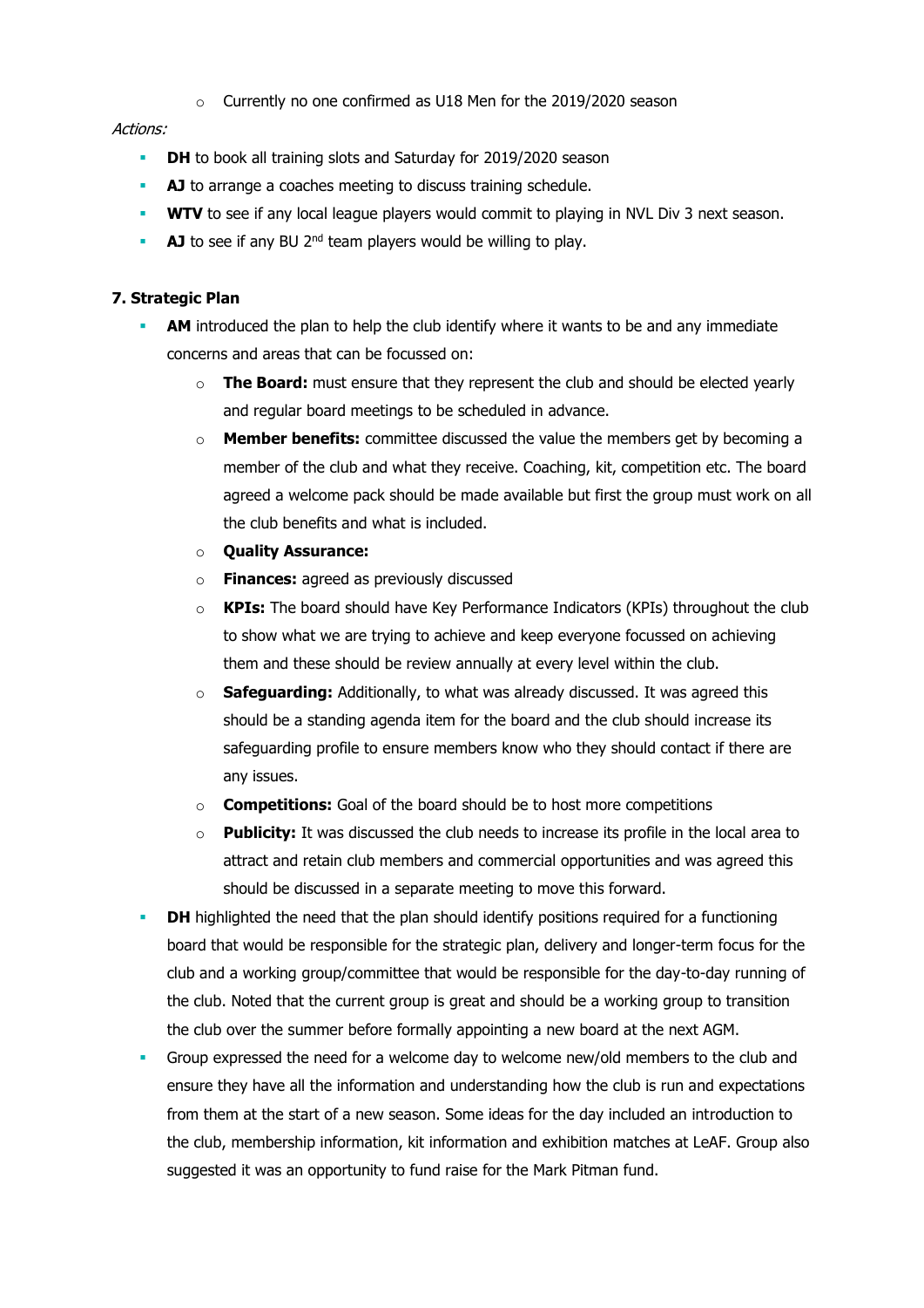- Currently no one confirmed as U18 Men for the 2019/2020 season

*Actions:*

- **DH** to book all training slots and Saturday for 2019/2020 season
- **AJ** to arrange a coaches meeting to discuss training schedule.
- **WTV** to see if any local league players would commit to playing in NVL Div 3 next season.
- **AJ** to see if any BU 2nd team players would be willing to play.

**7. Strategic Plan**

- **AM** introduced the plan to help the club identify where it wants to be and any immediate concerns and areas that can be focussed on:
    - **The Board:** must ensure that they represent the club and should be elected yearly and regular board meetings to be scheduled in advance.
    - **Member benefits:** committee discussed the value the members get by becoming a member of the club and what they receive. Coaching, kit, competition etc. The board agreed a welcome pack should be made available but first the group must work on all the club benefits and what is included.
    - **Quality Assurance:**
    - **Finances:** agreed as previously discussed
    - **KPIs:** The board should have Key Performance Indicators (KPIs) throughout the club to show what we are trying to achieve and keep everyone focussed on achieving them and these should be review annually at every level within the club.
    - **Safeguarding:** Additionally, to what was already discussed. It was agreed this should be a standing agenda item for the board and the club should increase its safeguarding profile to ensure members know who they should contact if there are any issues.
    - **Competitions:** Goal of the board should be to host more competitions
    - **Publicity:** It was discussed the club needs to increase its profile in the local area to attract and retain club members and commercial opportunities and was agreed this should be discussed in a separate meeting to move this forward.
- **DH** highlighted the need that the plan should identify positions required for a functioning board that would be responsible for the strategic plan, delivery and longer-term focus for the club and a working group/committee that would be responsible for the day-to-day running of the club. Noted that the current group is great and should be a working group to transition the club over the summer before formally appointing a new board at the next AGM.
- Group expressed the need for a welcome day to welcome new/old members to the club and ensure they have all the information and understanding how the club is run and expectations from them at the start of a new season. Some ideas for the day included an introduction to the club, membership information, kit information and exhibition matches at LeAF. Group also suggested it was an opportunity to fund raise for the Mark Pitman fund.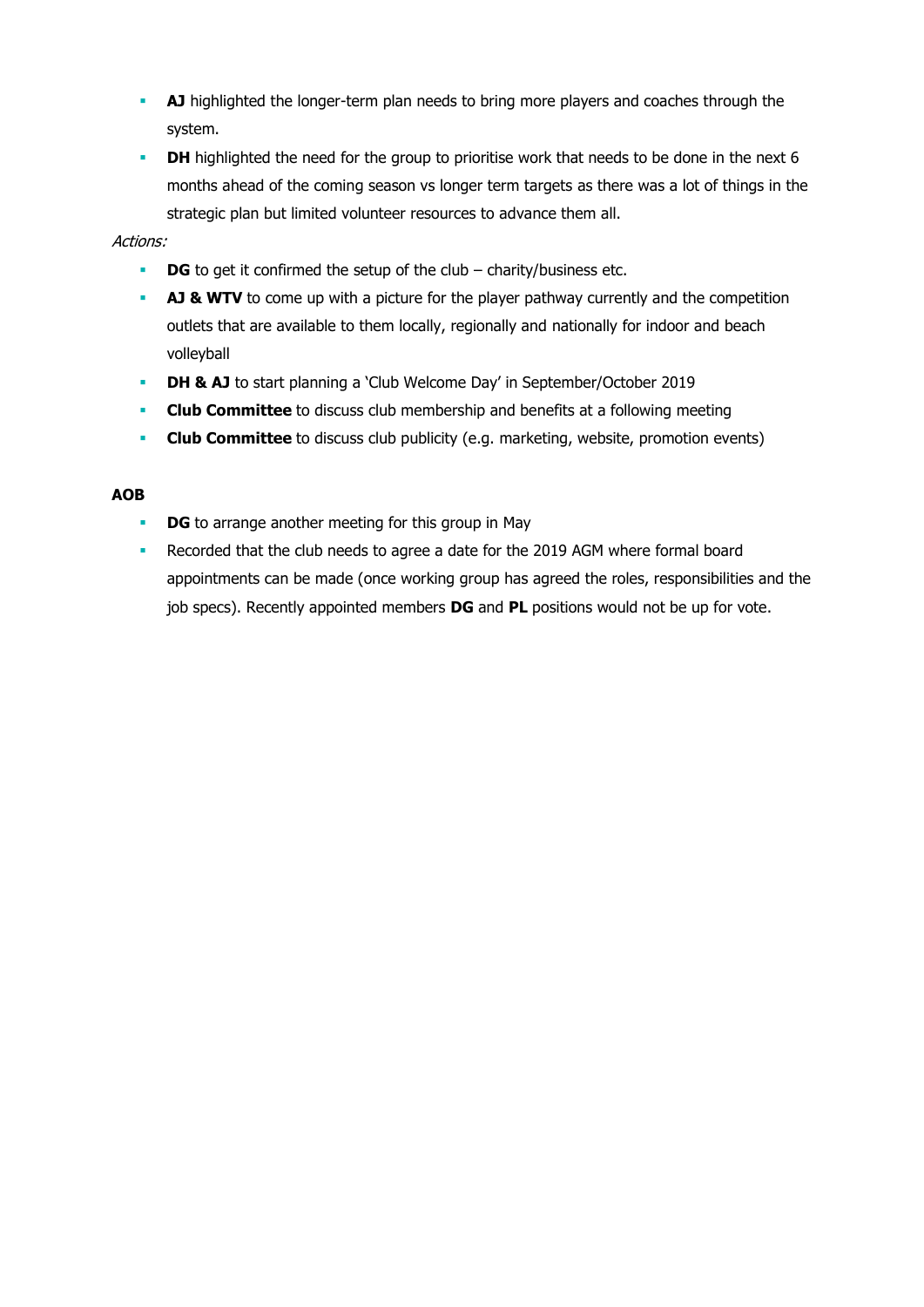- **AJ** highlighted the longer-term plan needs to bring more players and coaches through the system.
- **DH** highlighted the need for the group to prioritise work that needs to be done in the next 6 months ahead of the coming season vs longer term targets as there was a lot of things in the strategic plan but limited volunteer resources to advance them all.

*Actions:*

- **DG** to get it confirmed the setup of the club – charity/business etc.
- **AJ & WTV** to come up with a picture for the player pathway currently and the competition outlets that are available to them locally, regionally and nationally for indoor and beach volleyball
- **DH & AJ** to start planning a 'Club Welcome Day' in September/October 2019
- **Club Committee** to discuss club membership and benefits at a following meeting
- **Club Committee** to discuss club publicity (e.g. marketing, website, promotion events)

**AOB**

- **DG** to arrange another meeting for this group in May
- Recorded that the club needs to agree a date for the 2019 AGM where formal board appointments can be made (once working group has agreed the roles, responsibilities and the job specs). Recently appointed members **DG** and **PL** positions would not be up for vote.